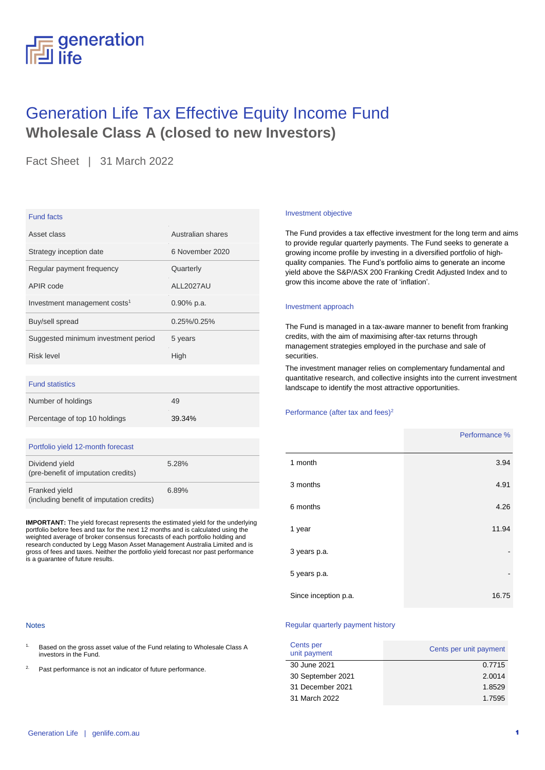# Generation Life Tax Effective Equity Income Fund

## Wholesale Class A (closed to new Investors)

Fact Sheet | 31 March 2022

| Fund facts | |
|---|---|
| Asset class | Australian shares |
| Strategy inception date | 6 November 2020 |
| Regular payment frequency | Quarterly |
| APIR code | ALL2027AU |
| Investment management costs[1] | 0.90% p.a. |
| Buy/sell spread | 0.25%/0.25% |
| Suggested minimum investment period | 5 years |
| Risk level | High |

| Fund statistics | |
|---|---|
| Number of holdings | 49 |
| Percentage of top 10 holdings | 39.34% |

| Portfolio yield 12-month forecast | |
|---|---|
| Dividend yield (pre-benefit of imputation credits) | 5.28% |
| Franked yield (including benefit of imputation credits) | 6.89% |

**IMPORTANT:** The yield forecast represents the estimated yield for the underlying portfolio before fees and tax for the next 12 months and is calculated using the weighted average of broker consensus forecasts of each portfolio holding and research conducted by Legg Mason Asset Management Australia Limited and is gross of fees and taxes. Neither the portfolio yield forecast nor past performance is a guarantee of future results.

### Investment objective

The Fund provides a tax effective investment for the long term and aims to provide regular quarterly payments. The Fund seeks to generate a growing income profile by investing in a diversified portfolio of high-quality companies. The Fund's portfolio aims to generate an income yield above the S&P/ASX 200 Franking Credit Adjusted Index and to grow this income above the rate of 'inflation'.

### Investment approach

The Fund is managed in a tax-aware manner to benefit from franking credits, with the aim of maximising after-tax returns through management strategies employed in the purchase and sale of securities.

The investment manager relies on complementary fundamental and quantitative research, and collective insights into the current investment landscape to identify the most attractive opportunities.

### Performance (after tax and fees)[2]

| | Performance % |
|---|---|
| 1 month | 3.94 |
| 3 months | 4.91 |
| 6 months | 4.26 |
| 1 year | 11.94 |
| 3 years p.a. | - |
| 5 years p.a. | - |
| Since inception p.a. | 16.75 |

### Regular quarterly payment history

| Cents per unit payment | Cents per unit payment |
|---|---|
| 30 June 2021 | 0.7715 |
| 30 September 2021 | 2.0014 |
| 31 December 2021 | 1.8529 |
| 31 March 2022 | 1.7595 |

### Notes

1. Based on the gross asset value of the Fund relating to Wholesale Class A investors in the Fund.
2. Past performance is not an indicator of future performance.

Generation Life | genlife.com.au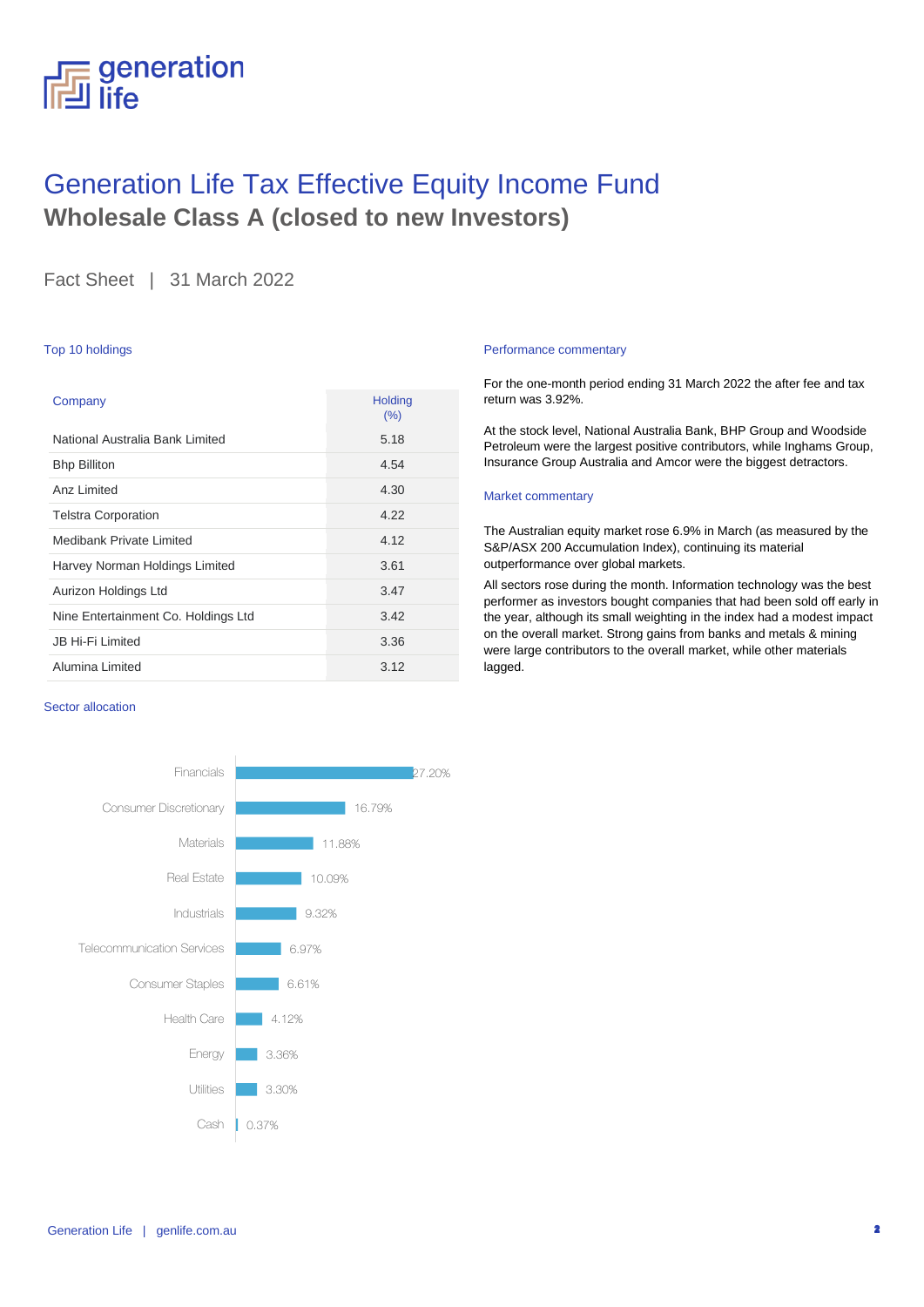# Generation Life Tax Effective Equity Income Fund

## Wholesale Class A (closed to new Investors)

Fact Sheet | 31 March 2022

### Top 10 holdings

| Company | Holding (%) |
|---|---|
| National Australia Bank Limited | 5.18 |
| Bhp Billiton | 4.54 |
| Anz Limited | 4.30 |
| Telstra Corporation | 4.22 |
| Medibank Private Limited | 4.12 |
| Harvey Norman Holdings Limited | 3.61 |
| Aurizon Holdings Ltd | 3.47 |
| Nine Entertainment Co. Holdings Ltd | 3.42 |
| JB Hi-Fi Limited | 3.36 |
| Alumina Limited | 3.12 |

### Sector allocation

| Sector | Allocation |
|---|---|
| Financials | 27.20% |
| Consumer Discretionary | 16.79% |
| Materials | 11.88% |
| Real Estate | 10.09% |
| Industrials | 9.32% |
| Telecommunication Services | 6.97% |
| Consumer Staples | 6.61% |
| Health Care | 4.12% |
| Energy | 3.36% |
| Utilities | 3.30% |
| Cash | 0.37% |

### Performance commentary

For the one-month period ending 31 March 2022 the after fee and tax return was 3.92%.

At the stock level, National Australia Bank, BHP Group and Woodside Petroleum were the largest positive contributors, while Inghams Group, Insurance Group Australia and Amcor were the biggest detractors.

### Market commentary

The Australian equity market rose 6.9% in March (as measured by the S&P/ASX 200 Accumulation Index), continuing its material outperformance over global markets.

All sectors rose during the month. Information technology was the best performer as investors bought companies that had been sold off early in the year, although its small weighting in the index had a modest impact on the overall market. Strong gains from banks and metals & mining were large contributors to the overall market, while other materials lagged.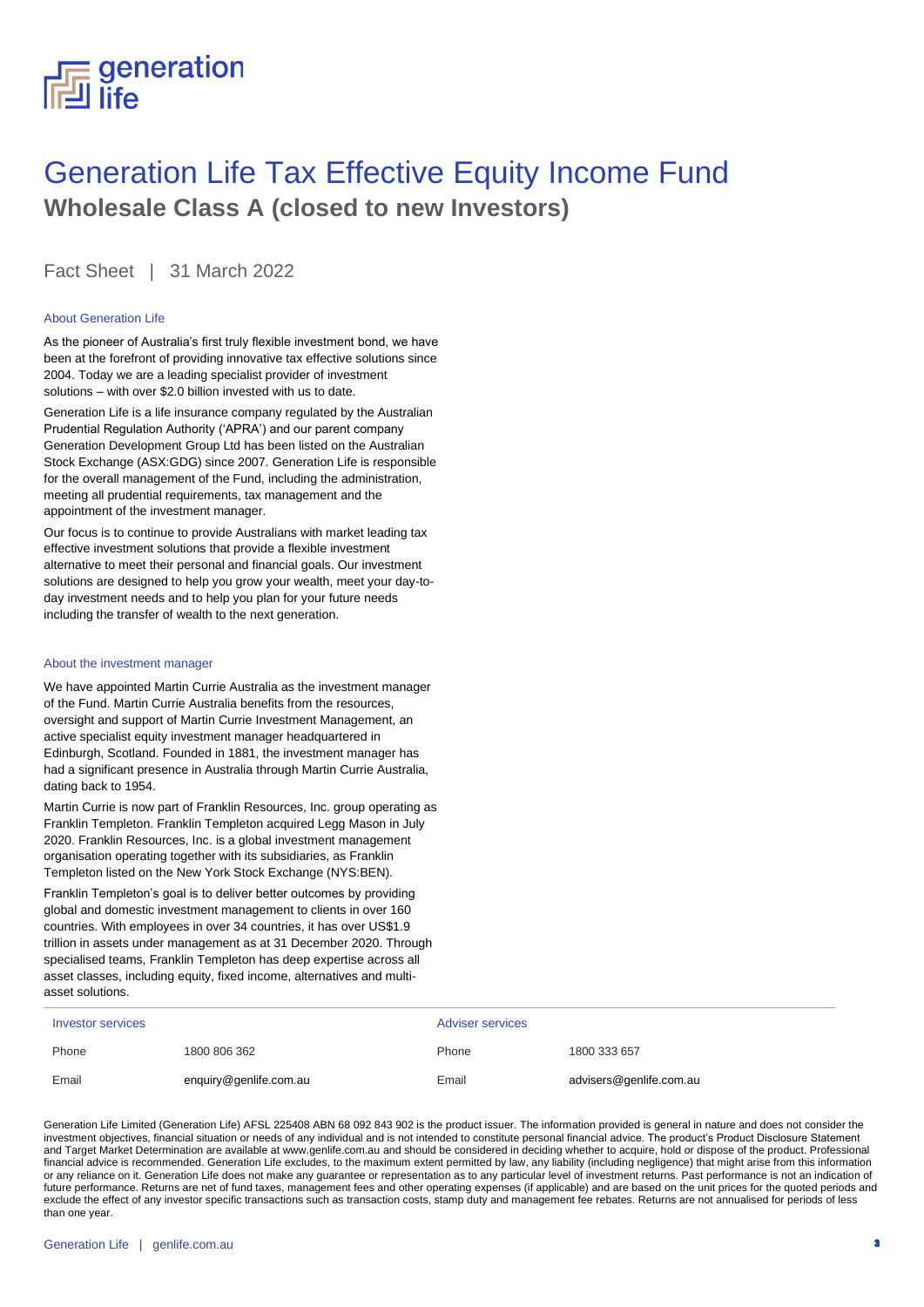# Generation Life Tax Effective Equity Income Fund

## Wholesale Class A (closed to new Investors)

Fact Sheet | 31 March 2022

### About Generation Life

As the pioneer of Australia's first truly flexible investment bond, we have been at the forefront of providing innovative tax effective solutions since 2004. Today we are a leading specialist provider of investment solutions – with over $2.0 billion invested with us to date.

Generation Life is a life insurance company regulated by the Australian Prudential Regulation Authority ('APRA') and our parent company Generation Development Group Ltd has been listed on the Australian Stock Exchange (ASX:GDG) since 2007. Generation Life is responsible for the overall management of the Fund, including the administration, meeting all prudential requirements, tax management and the appointment of the investment manager.

Our focus is to continue to provide Australians with market leading tax effective investment solutions that provide a flexible investment alternative to meet their personal and financial goals. Our investment solutions are designed to help you grow your wealth, meet your day-to-day investment needs and to help you plan for your future needs including the transfer of wealth to the next generation.

### About the investment manager

We have appointed Martin Currie Australia as the investment manager of the Fund. Martin Currie Australia benefits from the resources, oversight and support of Martin Currie Investment Management, an active specialist equity investment manager headquartered in Edinburgh, Scotland. Founded in 1881, the investment manager has had a significant presence in Australia through Martin Currie Australia, dating back to 1954.

Martin Currie is now part of Franklin Resources, Inc. group operating as Franklin Templeton. Franklin Templeton acquired Legg Mason in July 2020. Franklin Resources, Inc. is a global investment management organisation operating together with its subsidiaries, as Franklin Templeton listed on the New York Stock Exchange (NYS:BEN).

Franklin Templeton's goal is to deliver better outcomes by providing global and domestic investment management to clients in over 160 countries. With employees in over 34 countries, it has over US$1.9 trillion in assets under management as at 31 December 2020. Through specialised teams, Franklin Templeton has deep expertise across all asset classes, including equity, fixed income, alternatives and multi-asset solutions.

| Investor services | | Adviser services | |
|---|---|---|---|
| Phone | 1800 806 362 | Phone | 1800 333 657 |
| Email | enquiry@genlife.com.au | Email | advisers@genlife.com.au |

Generation Life Limited (Generation Life) AFSL 225408 ABN 68 092 843 902 is the product issuer. The information provided is general in nature and does not consider the investment objectives, financial situation or needs of any individual and is not intended to constitute personal financial advice. The product's Product Disclosure Statement and Target Market Determination are available at www.genlife.com.au and should be considered in deciding whether to acquire, hold or dispose of the product. Professional financial advice is recommended. Generation Life excludes, to the maximum extent permitted by law, any liability (including negligence) that might arise from this information or any reliance on it. Generation Life does not make any guarantee or representation as to any particular level of investment returns. Past performance is not an indication of future performance. Returns are net of fund taxes, management fees and other operating expenses (if applicable) and are based on the unit prices for the quoted periods and exclude the effect of any investor specific transactions such as transaction costs, stamp duty and management fee rebates. Returns are not annualised for periods of less than one year.